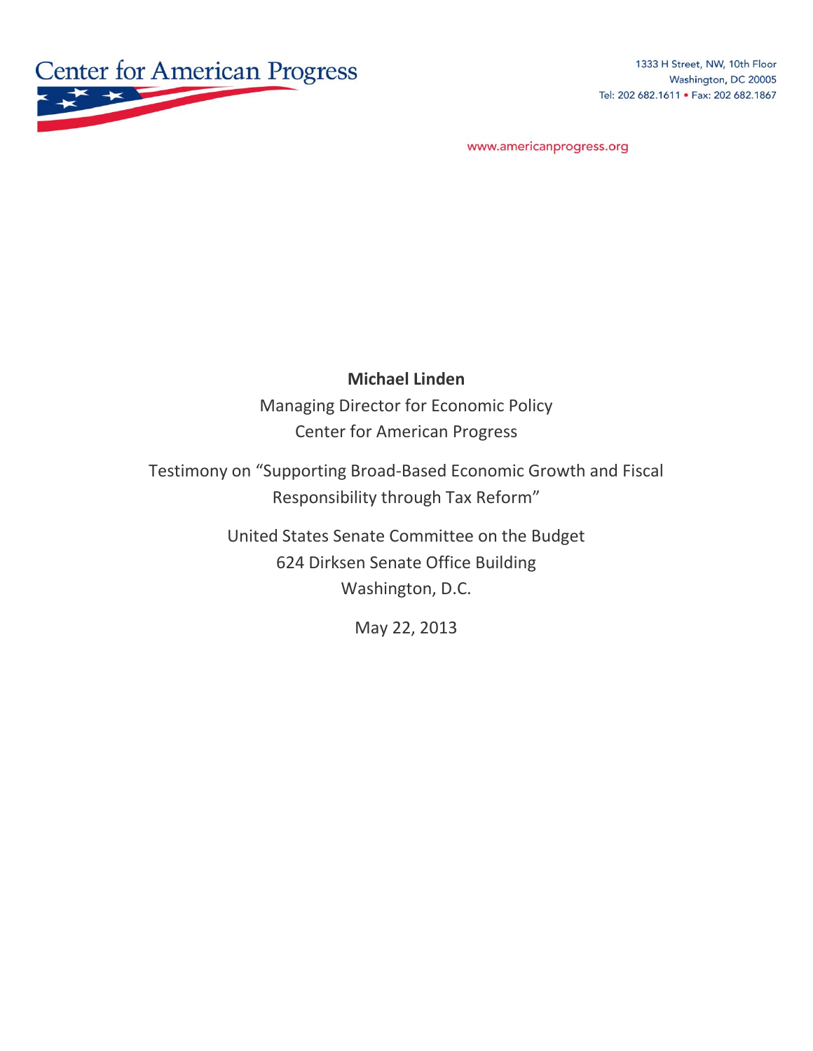Center for American Progress

1333 H Street, NW, 10th Floor
Washington, DC 20005
Tel: 202 682.1611 • Fax: 202 682.1867

www.americanprogress.org

**Michael Linden**

Managing Director for Economic Policy

Center for American Progress

Testimony on "Supporting Broad-Based Economic Growth and Fiscal Responsibility through Tax Reform"

United States Senate Committee on the Budget

624 Dirksen Senate Office Building

Washington, D.C.

May 22, 2013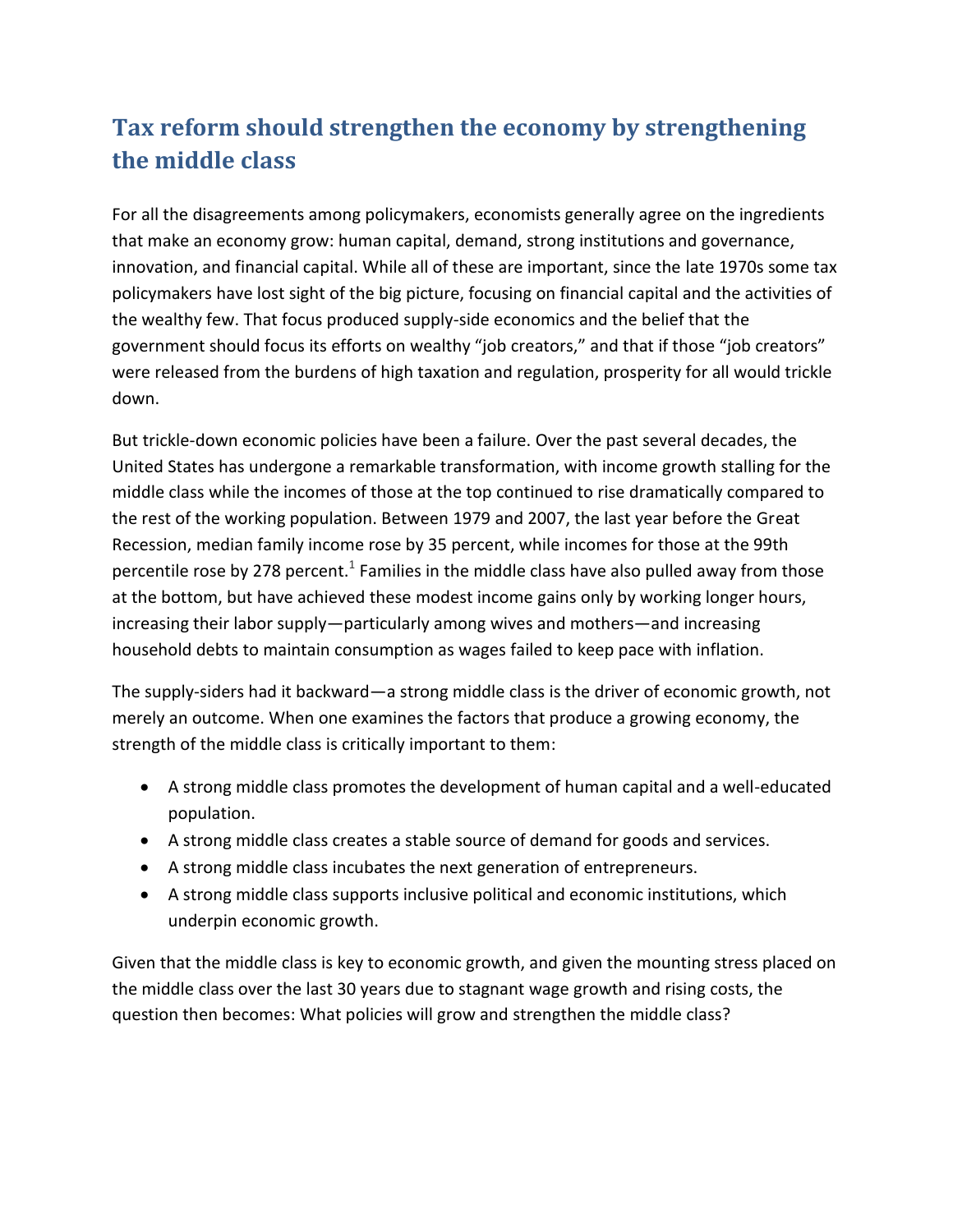## Tax reform should strengthen the economy by strengthening the middle class

For all the disagreements among policymakers, economists generally agree on the ingredients that make an economy grow: human capital, demand, strong institutions and governance, innovation, and financial capital. While all of these are important, since the late 1970s some tax policymakers have lost sight of the big picture, focusing on financial capital and the activities of the wealthy few. That focus produced supply-side economics and the belief that the government should focus its efforts on wealthy "job creators," and that if those "job creators" were released from the burdens of high taxation and regulation, prosperity for all would trickle down.

But trickle-down economic policies have been a failure. Over the past several decades, the United States has undergone a remarkable transformation, with income growth stalling for the middle class while the incomes of those at the top continued to rise dramatically compared to the rest of the working population. Between 1979 and 2007, the last year before the Great Recession, median family income rose by 35 percent, while incomes for those at the 99th percentile rose by 278 percent.[1] Families in the middle class have also pulled away from those at the bottom, but have achieved these modest income gains only by working longer hours, increasing their labor supply—particularly among wives and mothers—and increasing household debts to maintain consumption as wages failed to keep pace with inflation.

The supply-siders had it backward—a strong middle class is the driver of economic growth, not merely an outcome. When one examines the factors that produce a growing economy, the strength of the middle class is critically important to them:

- A strong middle class promotes the development of human capital and a well-educated population.
- A strong middle class creates a stable source of demand for goods and services.
- A strong middle class incubates the next generation of entrepreneurs.
- A strong middle class supports inclusive political and economic institutions, which underpin economic growth.

Given that the middle class is key to economic growth, and given the mounting stress placed on the middle class over the last 30 years due to stagnant wage growth and rising costs, the question then becomes: What policies will grow and strengthen the middle class?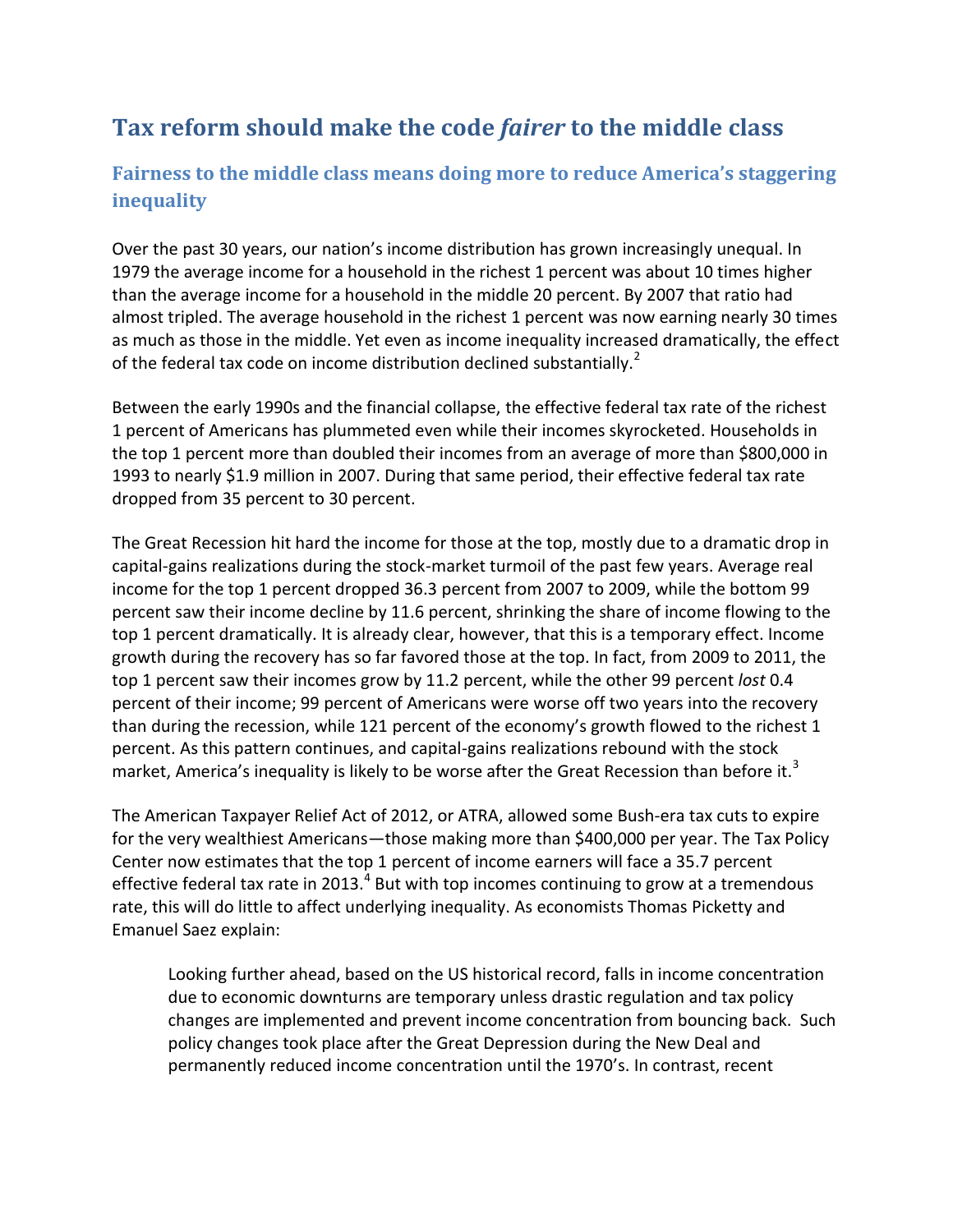# Tax reform should make the code *fairer* to the middle class

## Fairness to the middle class means doing more to reduce America's staggering inequality

Over the past 30 years, our nation's income distribution has grown increasingly unequal. In 1979 the average income for a household in the richest 1 percent was about 10 times higher than the average income for a household in the middle 20 percent. By 2007 that ratio had almost tripled. The average household in the richest 1 percent was now earning nearly 30 times as much as those in the middle. Yet even as income inequality increased dramatically, the effect of the federal tax code on income distribution declined substantially.[2]

Between the early 1990s and the financial collapse, the effective federal tax rate of the richest 1 percent of Americans has plummeted even while their incomes skyrocketed. Households in the top 1 percent more than doubled their incomes from an average of more than $800,000 in 1993 to nearly $1.9 million in 2007. During that same period, their effective federal tax rate dropped from 35 percent to 30 percent.

The Great Recession hit hard the income for those at the top, mostly due to a dramatic drop in capital-gains realizations during the stock-market turmoil of the past few years. Average real income for the top 1 percent dropped 36.3 percent from 2007 to 2009, while the bottom 99 percent saw their income decline by 11.6 percent, shrinking the share of income flowing to the top 1 percent dramatically. It is already clear, however, that this is a temporary effect. Income growth during the recovery has so far favored those at the top. In fact, from 2009 to 2011, the top 1 percent saw their incomes grow by 11.2 percent, while the other 99 percent *lost* 0.4 percent of their income; 99 percent of Americans were worse off two years into the recovery than during the recession, while 121 percent of the economy's growth flowed to the richest 1 percent. As this pattern continues, and capital-gains realizations rebound with the stock market, America's inequality is likely to be worse after the Great Recession than before it.[3]

The American Taxpayer Relief Act of 2012, or ATRA, allowed some Bush-era tax cuts to expire for the very wealthiest Americans—those making more than $400,000 per year. The Tax Policy Center now estimates that the top 1 percent of income earners will face a 35.7 percent effective federal tax rate in 2013.[4] But with top incomes continuing to grow at a tremendous rate, this will do little to affect underlying inequality. As economists Thomas Picketty and Emanuel Saez explain:

> Looking further ahead, based on the US historical record, falls in income concentration due to economic downturns are temporary unless drastic regulation and tax policy changes are implemented and prevent income concentration from bouncing back. Such policy changes took place after the Great Depression during the New Deal and permanently reduced income concentration until the 1970's. In contrast, recent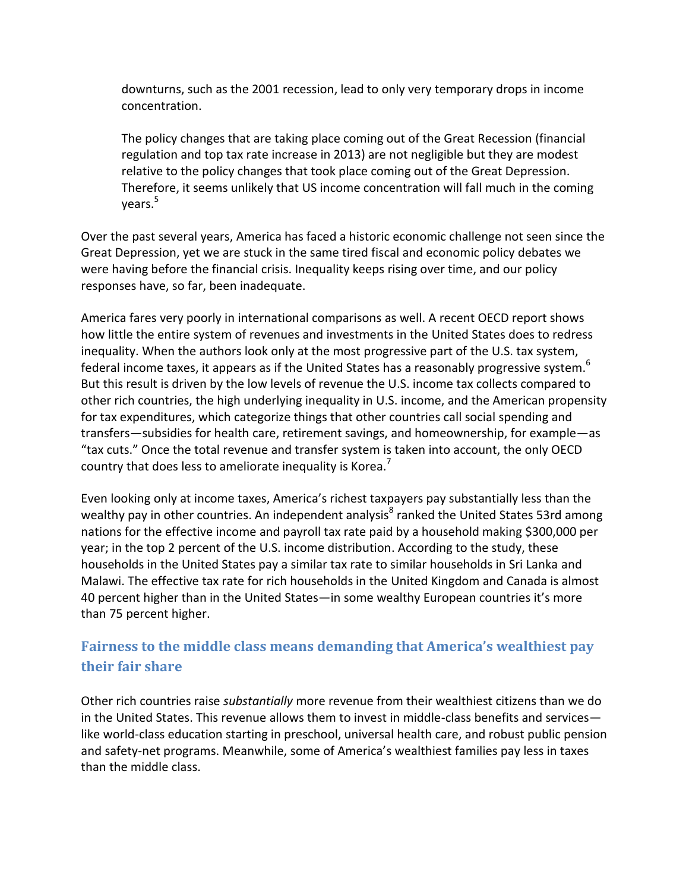downturns, such as the 2001 recession, lead to only very temporary drops in income concentration.

> The policy changes that are taking place coming out of the Great Recession (financial regulation and top tax rate increase in 2013) are not negligible but they are modest relative to the policy changes that took place coming out of the Great Depression. Therefore, it seems unlikely that US income concentration will fall much in the coming years.[5]

Over the past several years, America has faced a historic economic challenge not seen since the Great Depression, yet we are stuck in the same tired fiscal and economic policy debates we were having before the financial crisis. Inequality keeps rising over time, and our policy responses have, so far, been inadequate.

America fares very poorly in international comparisons as well. A recent OECD report shows how little the entire system of revenues and investments in the United States does to redress inequality. When the authors look only at the most progressive part of the U.S. tax system, federal income taxes, it appears as if the United States has a reasonably progressive system.[6] But this result is driven by the low levels of revenue the U.S. income tax collects compared to other rich countries, the high underlying inequality in U.S. income, and the American propensity for tax expenditures, which categorize things that other countries call social spending and transfers—subsidies for health care, retirement savings, and homeownership, for example—as "tax cuts." Once the total revenue and transfer system is taken into account, the only OECD country that does less to ameliorate inequality is Korea.[7]

Even looking only at income taxes, America's richest taxpayers pay substantially less than the wealthy pay in other countries. An independent analysis[8] ranked the United States 53rd among nations for the effective income and payroll tax rate paid by a household making $300,000 per year; in the top 2 percent of the U.S. income distribution. According to the study, these households in the United States pay a similar tax rate to similar households in Sri Lanka and Malawi. The effective tax rate for rich households in the United Kingdom and Canada is almost 40 percent higher than in the United States—in some wealthy European countries it's more than 75 percent higher.

## Fairness to the middle class means demanding that America's wealthiest pay their fair share

Other rich countries raise *substantially* more revenue from their wealthiest citizens than we do in the United States. This revenue allows them to invest in middle-class benefits and services—like world-class education starting in preschool, universal health care, and robust public pension and safety-net programs. Meanwhile, some of America's wealthiest families pay less in taxes than the middle class.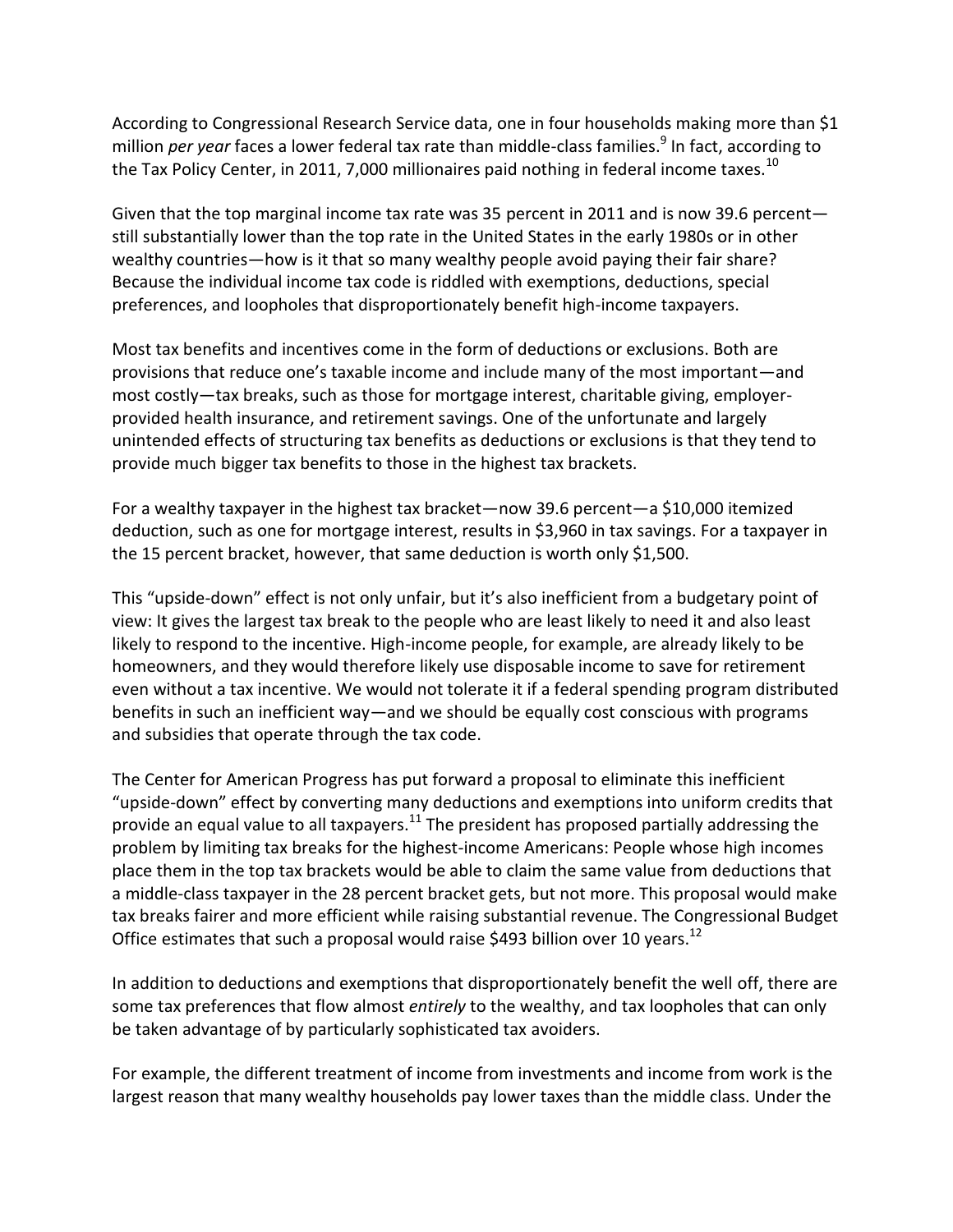According to Congressional Research Service data, one in four households making more than $1 million *per year* faces a lower federal tax rate than middle-class families.[9] In fact, according to the Tax Policy Center, in 2011, 7,000 millionaires paid nothing in federal income taxes.[10]

Given that the top marginal income tax rate was 35 percent in 2011 and is now 39.6 percent—still substantially lower than the top rate in the United States in the early 1980s or in other wealthy countries—how is it that so many wealthy people avoid paying their fair share? Because the individual income tax code is riddled with exemptions, deductions, special preferences, and loopholes that disproportionately benefit high-income taxpayers.

Most tax benefits and incentives come in the form of deductions or exclusions. Both are provisions that reduce one's taxable income and include many of the most important—and most costly—tax breaks, such as those for mortgage interest, charitable giving, employer-provided health insurance, and retirement savings. One of the unfortunate and largely unintended effects of structuring tax benefits as deductions or exclusions is that they tend to provide much bigger tax benefits to those in the highest tax brackets.

For a wealthy taxpayer in the highest tax bracket—now 39.6 percent—a $10,000 itemized deduction, such as one for mortgage interest, results in $3,960 in tax savings. For a taxpayer in the 15 percent bracket, however, that same deduction is worth only $1,500.

This "upside-down" effect is not only unfair, but it's also inefficient from a budgetary point of view: It gives the largest tax break to the people who are least likely to need it and also least likely to respond to the incentive. High-income people, for example, are already likely to be homeowners, and they would therefore likely use disposable income to save for retirement even without a tax incentive. We would not tolerate it if a federal spending program distributed benefits in such an inefficient way—and we should be equally cost conscious with programs and subsidies that operate through the tax code.

The Center for American Progress has put forward a proposal to eliminate this inefficient "upside-down" effect by converting many deductions and exemptions into uniform credits that provide an equal value to all taxpayers.[11] The president has proposed partially addressing the problem by limiting tax breaks for the highest-income Americans: People whose high incomes place them in the top tax brackets would be able to claim the same value from deductions that a middle-class taxpayer in the 28 percent bracket gets, but not more. This proposal would make tax breaks fairer and more efficient while raising substantial revenue. The Congressional Budget Office estimates that such a proposal would raise $493 billion over 10 years.[12]

In addition to deductions and exemptions that disproportionately benefit the well off, there are some tax preferences that flow almost *entirely* to the wealthy, and tax loopholes that can only be taken advantage of by particularly sophisticated tax avoiders.

For example, the different treatment of income from investments and income from work is the largest reason that many wealthy households pay lower taxes than the middle class. Under the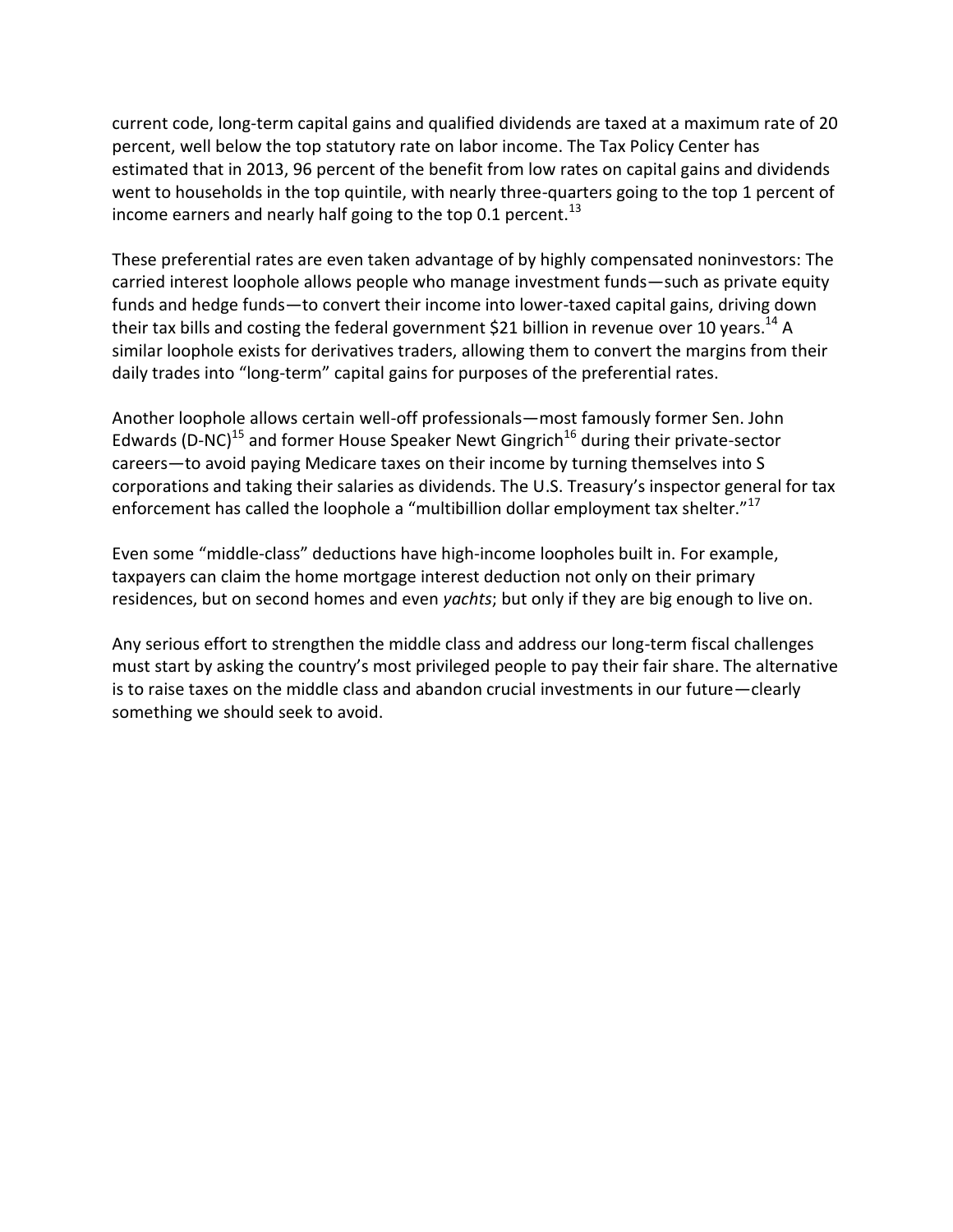current code, long-term capital gains and qualified dividends are taxed at a maximum rate of 20 percent, well below the top statutory rate on labor income. The Tax Policy Center has estimated that in 2013, 96 percent of the benefit from low rates on capital gains and dividends went to households in the top quintile, with nearly three-quarters going to the top 1 percent of income earners and nearly half going to the top 0.1 percent.[13]

These preferential rates are even taken advantage of by highly compensated noninvestors: The carried interest loophole allows people who manage investment funds—such as private equity funds and hedge funds—to convert their income into lower-taxed capital gains, driving down their tax bills and costing the federal government $21 billion in revenue over 10 years.[14] A similar loophole exists for derivatives traders, allowing them to convert the margins from their daily trades into "long-term" capital gains for purposes of the preferential rates.

Another loophole allows certain well-off professionals—most famously former Sen. John Edwards (D-NC)[15] and former House Speaker Newt Gingrich[16] during their private-sector careers—to avoid paying Medicare taxes on their income by turning themselves into S corporations and taking their salaries as dividends. The U.S. Treasury's inspector general for tax enforcement has called the loophole a "multibillion dollar employment tax shelter."[17]

Even some "middle-class" deductions have high-income loopholes built in. For example, taxpayers can claim the home mortgage interest deduction not only on their primary residences, but on second homes and even *yachts*; but only if they are big enough to live on.

Any serious effort to strengthen the middle class and address our long-term fiscal challenges must start by asking the country's most privileged people to pay their fair share. The alternative is to raise taxes on the middle class and abandon crucial investments in our future—clearly something we should seek to avoid.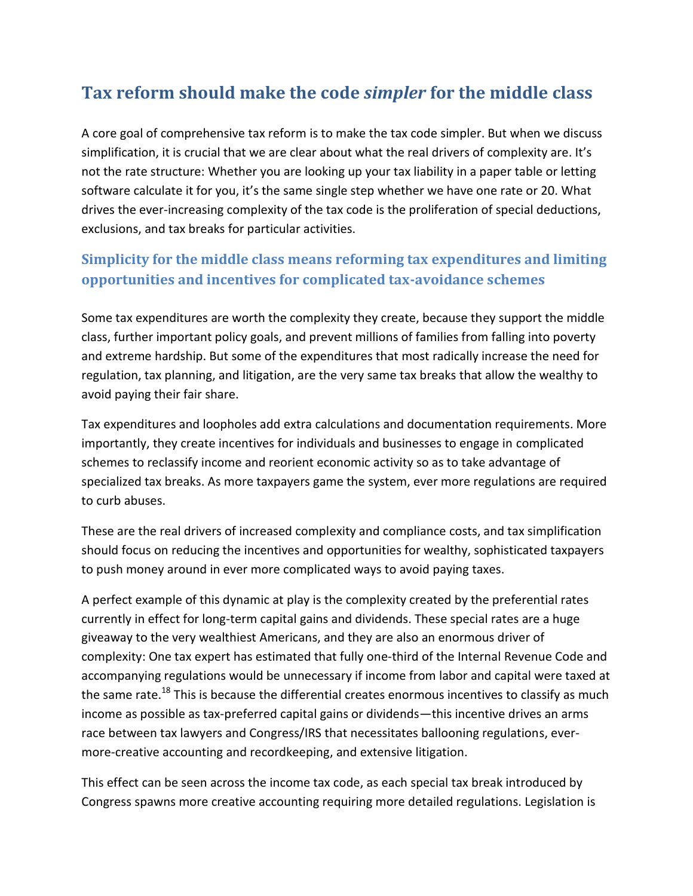## Tax reform should make the code *simpler* for the middle class

A core goal of comprehensive tax reform is to make the tax code simpler. But when we discuss simplification, it is crucial that we are clear about what the real drivers of complexity are. It's not the rate structure: Whether you are looking up your tax liability in a paper table or letting software calculate it for you, it's the same single step whether we have one rate or 20. What drives the ever-increasing complexity of the tax code is the proliferation of special deductions, exclusions, and tax breaks for particular activities.

### Simplicity for the middle class means reforming tax expenditures and limiting opportunities and incentives for complicated tax-avoidance schemes

Some tax expenditures are worth the complexity they create, because they support the middle class, further important policy goals, and prevent millions of families from falling into poverty and extreme hardship. But some of the expenditures that most radically increase the need for regulation, tax planning, and litigation, are the very same tax breaks that allow the wealthy to avoid paying their fair share.

Tax expenditures and loopholes add extra calculations and documentation requirements. More importantly, they create incentives for individuals and businesses to engage in complicated schemes to reclassify income and reorient economic activity so as to take advantage of specialized tax breaks. As more taxpayers game the system, ever more regulations are required to curb abuses.

These are the real drivers of increased complexity and compliance costs, and tax simplification should focus on reducing the incentives and opportunities for wealthy, sophisticated taxpayers to push money around in ever more complicated ways to avoid paying taxes.

A perfect example of this dynamic at play is the complexity created by the preferential rates currently in effect for long-term capital gains and dividends. These special rates are a huge giveaway to the very wealthiest Americans, and they are also an enormous driver of complexity: One tax expert has estimated that fully one-third of the Internal Revenue Code and accompanying regulations would be unnecessary if income from labor and capital were taxed at the same rate.[18] This is because the differential creates enormous incentives to classify as much income as possible as tax-preferred capital gains or dividends—this incentive drives an arms race between tax lawyers and Congress/IRS that necessitates ballooning regulations, ever-more-creative accounting and recordkeeping, and extensive litigation.

This effect can be seen across the income tax code, as each special tax break introduced by Congress spawns more creative accounting requiring more detailed regulations. Legislation is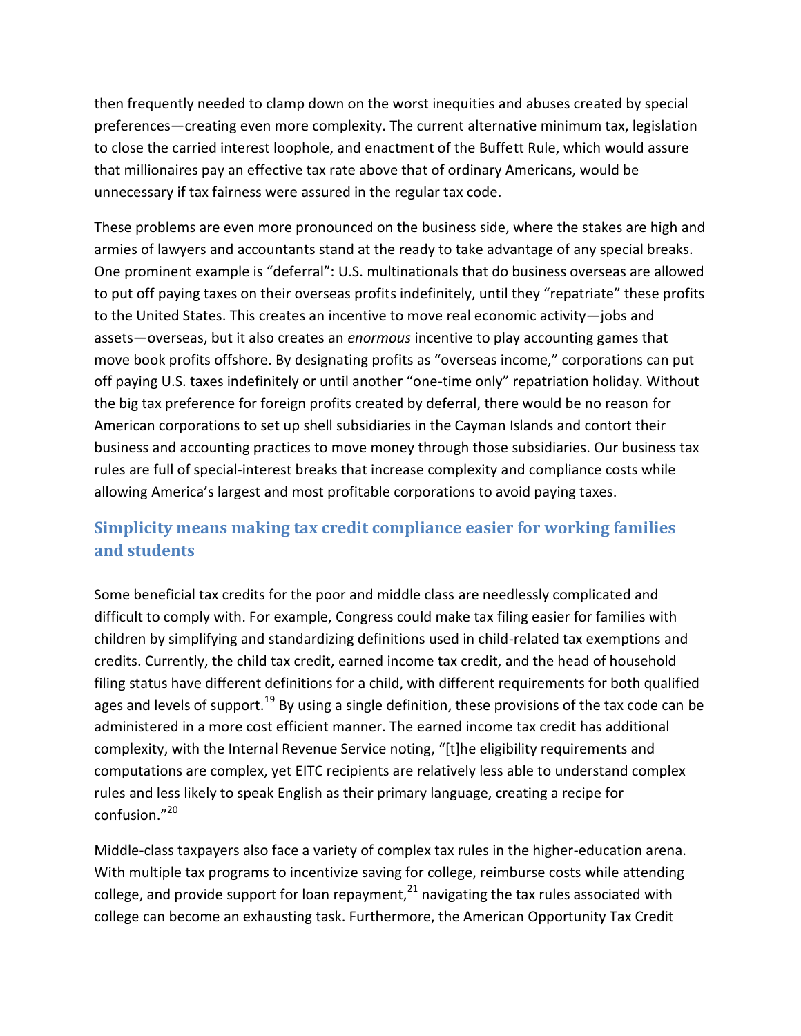then frequently needed to clamp down on the worst inequities and abuses created by special preferences—creating even more complexity. The current alternative minimum tax, legislation to close the carried interest loophole, and enactment of the Buffett Rule, which would assure that millionaires pay an effective tax rate above that of ordinary Americans, would be unnecessary if tax fairness were assured in the regular tax code.

These problems are even more pronounced on the business side, where the stakes are high and armies of lawyers and accountants stand at the ready to take advantage of any special breaks. One prominent example is "deferral": U.S. multinationals that do business overseas are allowed to put off paying taxes on their overseas profits indefinitely, until they "repatriate" these profits to the United States. This creates an incentive to move real economic activity—jobs and assets—overseas, but it also creates an *enormous* incentive to play accounting games that move book profits offshore. By designating profits as "overseas income," corporations can put off paying U.S. taxes indefinitely or until another "one-time only" repatriation holiday. Without the big tax preference for foreign profits created by deferral, there would be no reason for American corporations to set up shell subsidiaries in the Cayman Islands and contort their business and accounting practices to move money through those subsidiaries. Our business tax rules are full of special-interest breaks that increase complexity and compliance costs while allowing America's largest and most profitable corporations to avoid paying taxes.

## Simplicity means making tax credit compliance easier for working families and students

Some beneficial tax credits for the poor and middle class are needlessly complicated and difficult to comply with. For example, Congress could make tax filing easier for families with children by simplifying and standardizing definitions used in child-related tax exemptions and credits. Currently, the child tax credit, earned income tax credit, and the head of household filing status have different definitions for a child, with different requirements for both qualified ages and levels of support.[19] By using a single definition, these provisions of the tax code can be administered in a more cost efficient manner. The earned income tax credit has additional complexity, with the Internal Revenue Service noting, "[t]he eligibility requirements and computations are complex, yet EITC recipients are relatively less able to understand complex rules and less likely to speak English as their primary language, creating a recipe for confusion."[20]

Middle-class taxpayers also face a variety of complex tax rules in the higher-education arena. With multiple tax programs to incentivize saving for college, reimburse costs while attending college, and provide support for loan repayment,[21] navigating the tax rules associated with college can become an exhausting task. Furthermore, the American Opportunity Tax Credit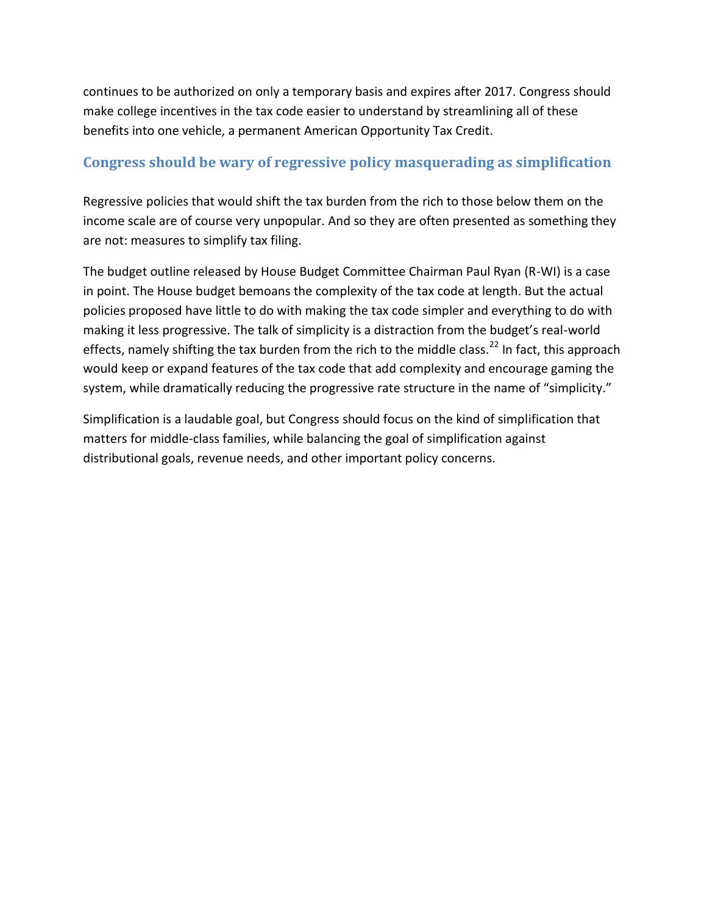continues to be authorized on only a temporary basis and expires after 2017. Congress should make college incentives in the tax code easier to understand by streamlining all of these benefits into one vehicle, a permanent American Opportunity Tax Credit.

## Congress should be wary of regressive policy masquerading as simplification

Regressive policies that would shift the tax burden from the rich to those below them on the income scale are of course very unpopular. And so they are often presented as something they are not: measures to simplify tax filing.

The budget outline released by House Budget Committee Chairman Paul Ryan (R-WI) is a case in point. The House budget bemoans the complexity of the tax code at length. But the actual policies proposed have little to do with making the tax code simpler and everything to do with making it less progressive. The talk of simplicity is a distraction from the budget's real-world effects, namely shifting the tax burden from the rich to the middle class.[22] In fact, this approach would keep or expand features of the tax code that add complexity and encourage gaming the system, while dramatically reducing the progressive rate structure in the name of "simplicity."

Simplification is a laudable goal, but Congress should focus on the kind of simplification that matters for middle-class families, while balancing the goal of simplification against distributional goals, revenue needs, and other important policy concerns.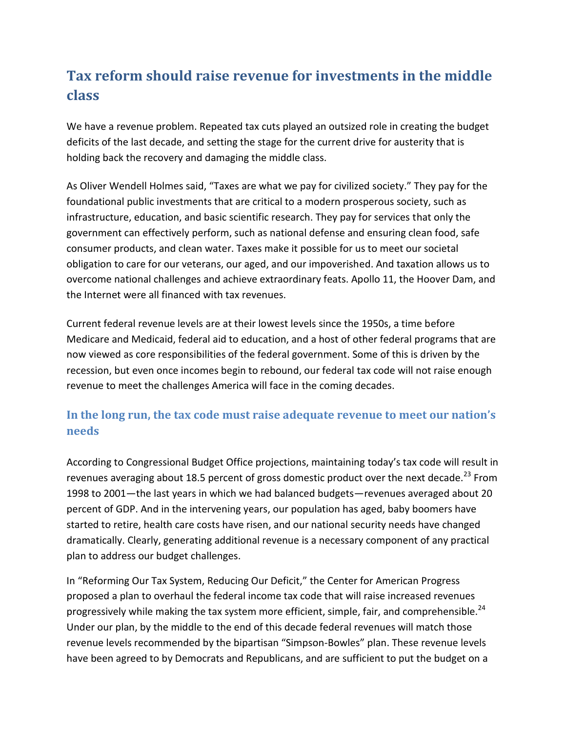## Tax reform should raise revenue for investments in the middle class

We have a revenue problem. Repeated tax cuts played an outsized role in creating the budget deficits of the last decade, and setting the stage for the current drive for austerity that is holding back the recovery and damaging the middle class.

As Oliver Wendell Holmes said, "Taxes are what we pay for civilized society." They pay for the foundational public investments that are critical to a modern prosperous society, such as infrastructure, education, and basic scientific research. They pay for services that only the government can effectively perform, such as national defense and ensuring clean food, safe consumer products, and clean water. Taxes make it possible for us to meet our societal obligation to care for our veterans, our aged, and our impoverished. And taxation allows us to overcome national challenges and achieve extraordinary feats. Apollo 11, the Hoover Dam, and the Internet were all financed with tax revenues.

Current federal revenue levels are at their lowest levels since the 1950s, a time before Medicare and Medicaid, federal aid to education, and a host of other federal programs that are now viewed as core responsibilities of the federal government. Some of this is driven by the recession, but even once incomes begin to rebound, our federal tax code will not raise enough revenue to meet the challenges America will face in the coming decades.

### In the long run, the tax code must raise adequate revenue to meet our nation's needs

According to Congressional Budget Office projections, maintaining today's tax code will result in revenues averaging about 18.5 percent of gross domestic product over the next decade.[23] From 1998 to 2001—the last years in which we had balanced budgets—revenues averaged about 20 percent of GDP. And in the intervening years, our population has aged, baby boomers have started to retire, health care costs have risen, and our national security needs have changed dramatically. Clearly, generating additional revenue is a necessary component of any practical plan to address our budget challenges.

In "Reforming Our Tax System, Reducing Our Deficit," the Center for American Progress proposed a plan to overhaul the federal income tax code that will raise increased revenues progressively while making the tax system more efficient, simple, fair, and comprehensible.[24] Under our plan, by the middle to the end of this decade federal revenues will match those revenue levels recommended by the bipartisan "Simpson-Bowles" plan. These revenue levels have been agreed to by Democrats and Republicans, and are sufficient to put the budget on a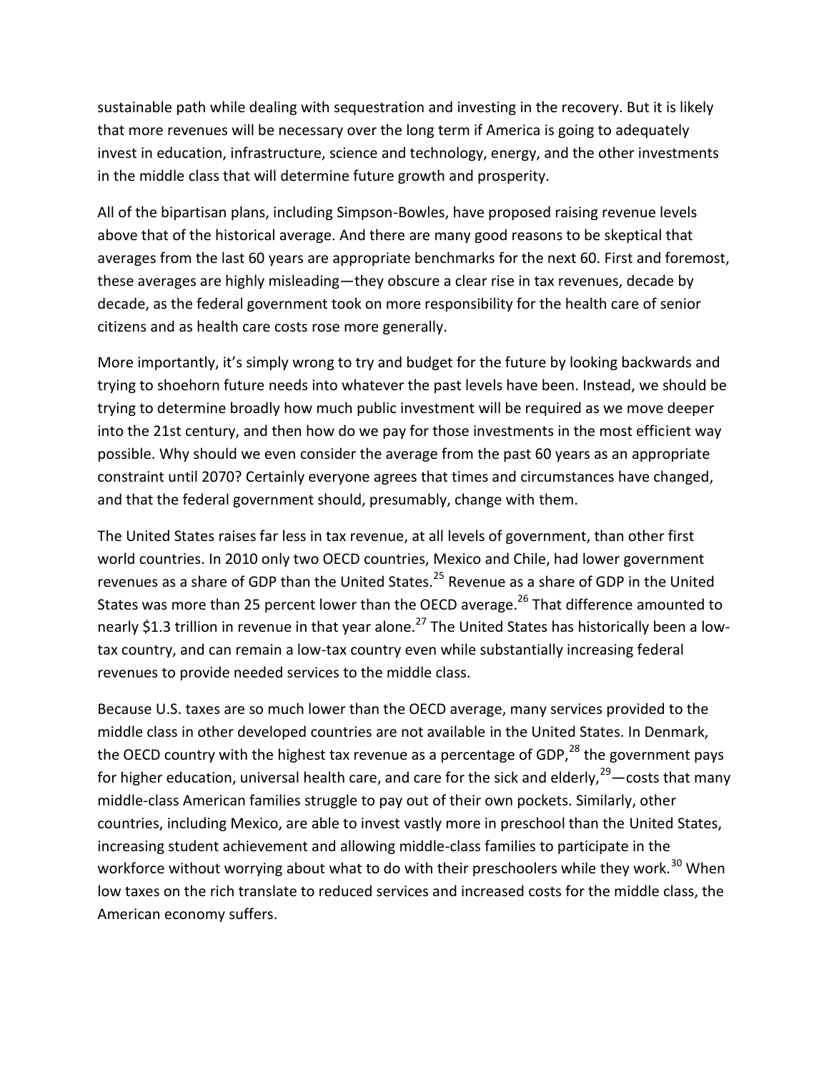sustainable path while dealing with sequestration and investing in the recovery. But it is likely that more revenues will be necessary over the long term if America is going to adequately invest in education, infrastructure, science and technology, energy, and the other investments in the middle class that will determine future growth and prosperity.

All of the bipartisan plans, including Simpson-Bowles, have proposed raising revenue levels above that of the historical average. And there are many good reasons to be skeptical that averages from the last 60 years are appropriate benchmarks for the next 60. First and foremost, these averages are highly misleading—they obscure a clear rise in tax revenues, decade by decade, as the federal government took on more responsibility for the health care of senior citizens and as health care costs rose more generally.

More importantly, it's simply wrong to try and budget for the future by looking backwards and trying to shoehorn future needs into whatever the past levels have been. Instead, we should be trying to determine broadly how much public investment will be required as we move deeper into the 21st century, and then how do we pay for those investments in the most efficient way possible. Why should we even consider the average from the past 60 years as an appropriate constraint until 2070? Certainly everyone agrees that times and circumstances have changed, and that the federal government should, presumably, change with them.

The United States raises far less in tax revenue, at all levels of government, than other first world countries. In 2010 only two OECD countries, Mexico and Chile, had lower government revenues as a share of GDP than the United States.[25] Revenue as a share of GDP in the United States was more than 25 percent lower than the OECD average.[26] That difference amounted to nearly $1.3 trillion in revenue in that year alone.[27] The United States has historically been a low-tax country, and can remain a low-tax country even while substantially increasing federal revenues to provide needed services to the middle class.

Because U.S. taxes are so much lower than the OECD average, many services provided to the middle class in other developed countries are not available in the United States. In Denmark, the OECD country with the highest tax revenue as a percentage of GDP,[28] the government pays for higher education, universal health care, and care for the sick and elderly,[29]—costs that many middle-class American families struggle to pay out of their own pockets. Similarly, other countries, including Mexico, are able to invest vastly more in preschool than the United States, increasing student achievement and allowing middle-class families to participate in the workforce without worrying about what to do with their preschoolers while they work.[30] When low taxes on the rich translate to reduced services and increased costs for the middle class, the American economy suffers.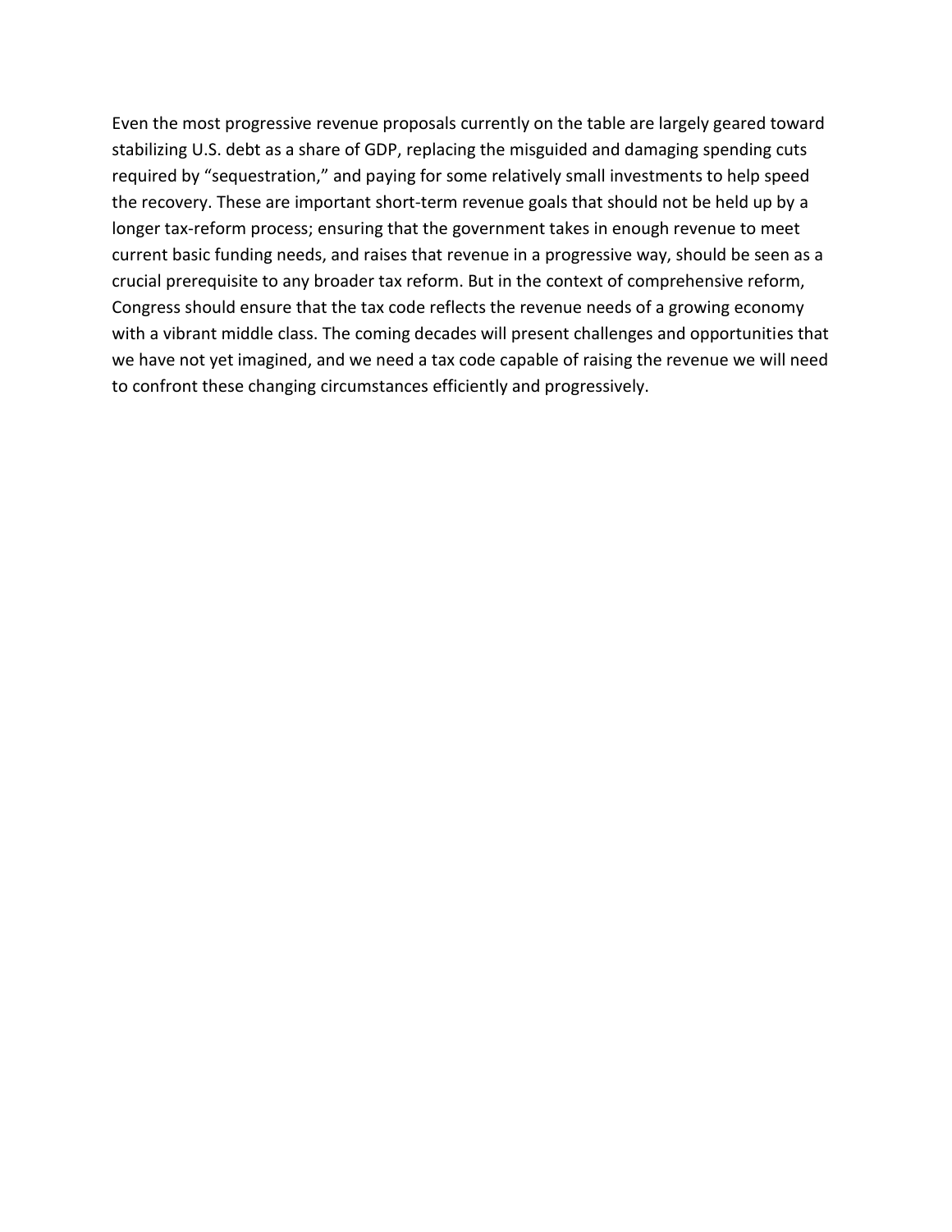Even the most progressive revenue proposals currently on the table are largely geared toward stabilizing U.S. debt as a share of GDP, replacing the misguided and damaging spending cuts required by "sequestration," and paying for some relatively small investments to help speed the recovery. These are important short-term revenue goals that should not be held up by a longer tax-reform process; ensuring that the government takes in enough revenue to meet current basic funding needs, and raises that revenue in a progressive way, should be seen as a crucial prerequisite to any broader tax reform. But in the context of comprehensive reform, Congress should ensure that the tax code reflects the revenue needs of a growing economy with a vibrant middle class. The coming decades will present challenges and opportunities that we have not yet imagined, and we need a tax code capable of raising the revenue we will need to confront these changing circumstances efficiently and progressively.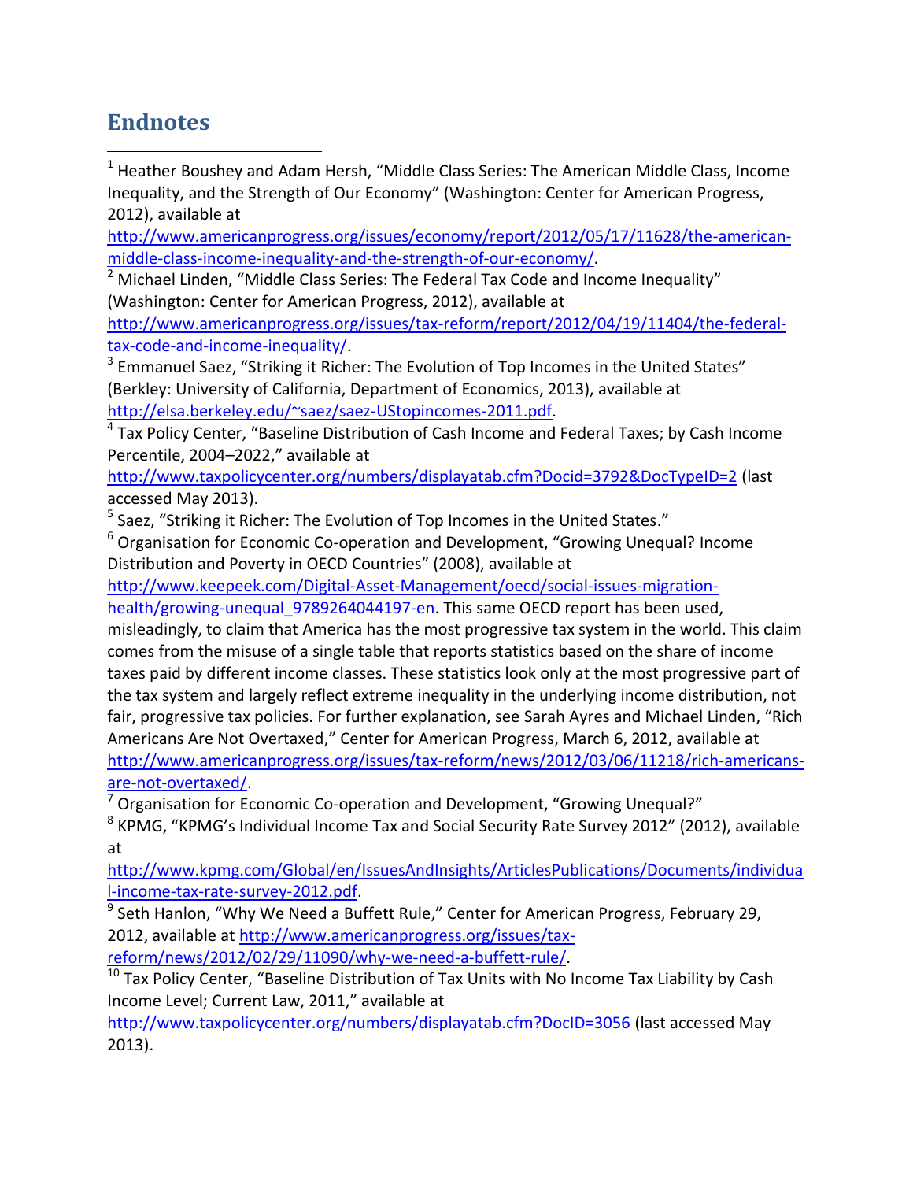## Endnotes

[1] Heather Boushey and Adam Hersh, "Middle Class Series: The American Middle Class, Income Inequality, and the Strength of Our Economy" (Washington: Center for American Progress, 2012), available at http://www.americanprogress.org/issues/economy/report/2012/05/17/11628/the-american-middle-class-income-inequality-and-the-strength-of-our-economy/.

[2] Michael Linden, "Middle Class Series: The Federal Tax Code and Income Inequality" (Washington: Center for American Progress, 2012), available at http://www.americanprogress.org/issues/tax-reform/report/2012/04/19/11404/the-federal-tax-code-and-income-inequality/.

[3] Emmanuel Saez, "Striking it Richer: The Evolution of Top Incomes in the United States" (Berkley: University of California, Department of Economics, 2013), available at http://elsa.berkeley.edu/~saez/saez-UStopincomes-2011.pdf.

[4] Tax Policy Center, "Baseline Distribution of Cash Income and Federal Taxes; by Cash Income Percentile, 2004–2022," available at http://www.taxpolicycenter.org/numbers/displayatab.cfm?Docid=3792&DocTypeID=2 (last accessed May 2013).

[5] Saez, "Striking it Richer: The Evolution of Top Incomes in the United States."

[6] Organisation for Economic Co-operation and Development, "Growing Unequal? Income Distribution and Poverty in OECD Countries" (2008), available at http://www.keepeek.com/Digital-Asset-Management/oecd/social-issues-migration-health/growing-unequal_9789264044197-en. This same OECD report has been used, misleadingly, to claim that America has the most progressive tax system in the world. This claim comes from the misuse of a single table that reports statistics based on the share of income taxes paid by different income classes. These statistics look only at the most progressive part of the tax system and largely reflect extreme inequality in the underlying income distribution, not fair, progressive tax policies. For further explanation, see Sarah Ayres and Michael Linden, "Rich Americans Are Not Overtaxed," Center for American Progress, March 6, 2012, available at http://www.americanprogress.org/issues/tax-reform/news/2012/03/06/11218/rich-americans-are-not-overtaxed/.

[7] Organisation for Economic Co-operation and Development, "Growing Unequal?"

[8] KPMG, "KPMG's Individual Income Tax and Social Security Rate Survey 2012" (2012), available at http://www.kpmg.com/Global/en/IssuesAndInsights/ArticlesPublications/Documents/individual-income-tax-rate-survey-2012.pdf.

[9] Seth Hanlon, "Why We Need a Buffett Rule," Center for American Progress, February 29, 2012, available at http://www.americanprogress.org/issues/tax-reform/news/2012/02/29/11090/why-we-need-a-buffett-rule/.

[10] Tax Policy Center, "Baseline Distribution of Tax Units with No Income Tax Liability by Cash Income Level; Current Law, 2011," available at http://www.taxpolicycenter.org/numbers/displayatab.cfm?DocID=3056 (last accessed May 2013).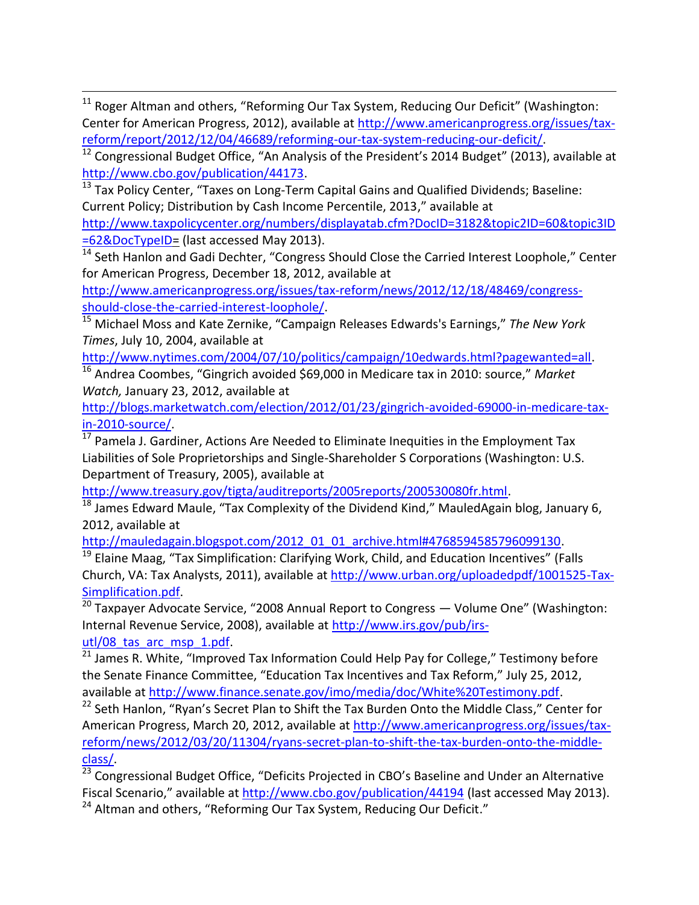[11] Roger Altman and others, "Reforming Our Tax System, Reducing Our Deficit" (Washington: Center for American Progress, 2012), available at http://www.americanprogress.org/issues/tax-reform/report/2012/12/04/46689/reforming-our-tax-system-reducing-our-deficit/.

[12] Congressional Budget Office, "An Analysis of the President's 2014 Budget" (2013), available at http://www.cbo.gov/publication/44173.

[13] Tax Policy Center, "Taxes on Long-Term Capital Gains and Qualified Dividends; Baseline: Current Policy; Distribution by Cash Income Percentile, 2013," available at http://www.taxpolicycenter.org/numbers/displayatab.cfm?DocID=3182&topic2ID=60&topic3ID=62&DocTypeID= (last accessed May 2013).

[14] Seth Hanlon and Gadi Dechter, "Congress Should Close the Carried Interest Loophole," Center for American Progress, December 18, 2012, available at http://www.americanprogress.org/issues/tax-reform/news/2012/12/18/48469/congress-should-close-the-carried-interest-loophole/.

[15] Michael Moss and Kate Zernike, "Campaign Releases Edwards's Earnings," *The New York Times*, July 10, 2004, available at http://www.nytimes.com/2004/07/10/politics/campaign/10edwards.html?pagewanted=all.

[16] Andrea Coombes, "Gingrich avoided $69,000 in Medicare tax in 2010: source," *Market Watch,* January 23, 2012, available at http://blogs.marketwatch.com/election/2012/01/23/gingrich-avoided-69000-in-medicare-tax-in-2010-source/.

[17] Pamela J. Gardiner, Actions Are Needed to Eliminate Inequities in the Employment Tax Liabilities of Sole Proprietorships and Single-Shareholder S Corporations (Washington: U.S. Department of Treasury, 2005), available at http://www.treasury.gov/tigta/auditreports/2005reports/200530080fr.html.

[18] James Edward Maule, "Tax Complexity of the Dividend Kind," MauledAgain blog, January 6, 2012, available at http://mauledagain.blogspot.com/2012_01_01_archive.html#4768594585796099130.

[19] Elaine Maag, "Tax Simplification: Clarifying Work, Child, and Education Incentives" (Falls Church, VA: Tax Analysts, 2011), available at http://www.urban.org/uploadedpdf/1001525-Tax-Simplification.pdf.

[20] Taxpayer Advocate Service, "2008 Annual Report to Congress — Volume One" (Washington: Internal Revenue Service, 2008), available at http://www.irs.gov/pub/irs-utl/08_tas_arc_msp_1.pdf.

[21] James R. White, "Improved Tax Information Could Help Pay for College," Testimony before the Senate Finance Committee, "Education Tax Incentives and Tax Reform," July 25, 2012, available at http://www.finance.senate.gov/imo/media/doc/White%20Testimony.pdf.

[22] Seth Hanlon, "Ryan's Secret Plan to Shift the Tax Burden Onto the Middle Class," Center for American Progress, March 20, 2012, available at http://www.americanprogress.org/issues/tax-reform/news/2012/03/20/11304/ryans-secret-plan-to-shift-the-tax-burden-onto-the-middle-class/.

[23] Congressional Budget Office, "Deficits Projected in CBO's Baseline and Under an Alternative Fiscal Scenario," available at http://www.cbo.gov/publication/44194 (last accessed May 2013).

[24] Altman and others, "Reforming Our Tax System, Reducing Our Deficit."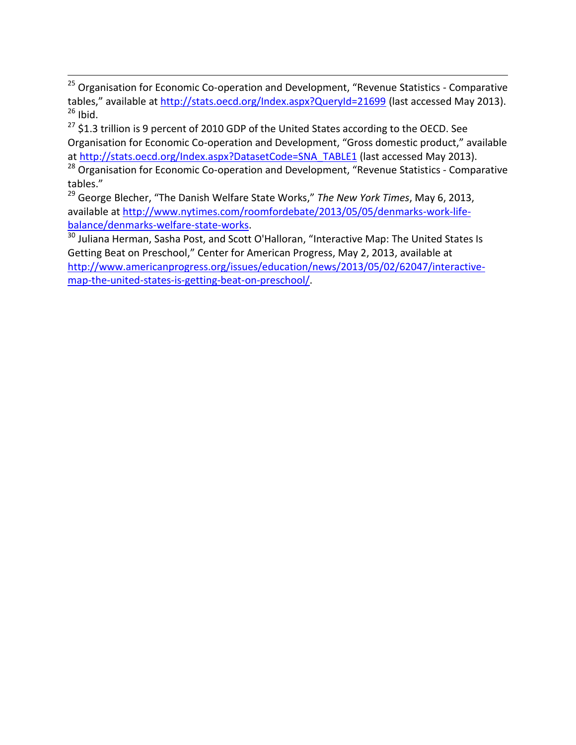[25] Organisation for Economic Co-operation and Development, “Revenue Statistics - Comparative tables,” available at http://stats.oecd.org/Index.aspx?QueryId=21699 (last accessed May 2013).

[26] Ibid.

[27] $1.3 trillion is 9 percent of 2010 GDP of the United States according to the OECD. See Organisation for Economic Co-operation and Development, “Gross domestic product,” available at http://stats.oecd.org/Index.aspx?DatasetCode=SNA_TABLE1 (last accessed May 2013).

[28] Organisation for Economic Co-operation and Development, “Revenue Statistics - Comparative tables.”

[29] George Blecher, “The Danish Welfare State Works,” *The New York Times*, May 6, 2013, available at http://www.nytimes.com/roomfordebate/2013/05/05/denmarks-work-life-balance/denmarks-welfare-state-works.

[30] Juliana Herman, Sasha Post, and Scott O'Halloran, “Interactive Map: The United States Is Getting Beat on Preschool,” Center for American Progress, May 2, 2013, available at http://www.americanprogress.org/issues/education/news/2013/05/02/62047/interactive-map-the-united-states-is-getting-beat-on-preschool/.